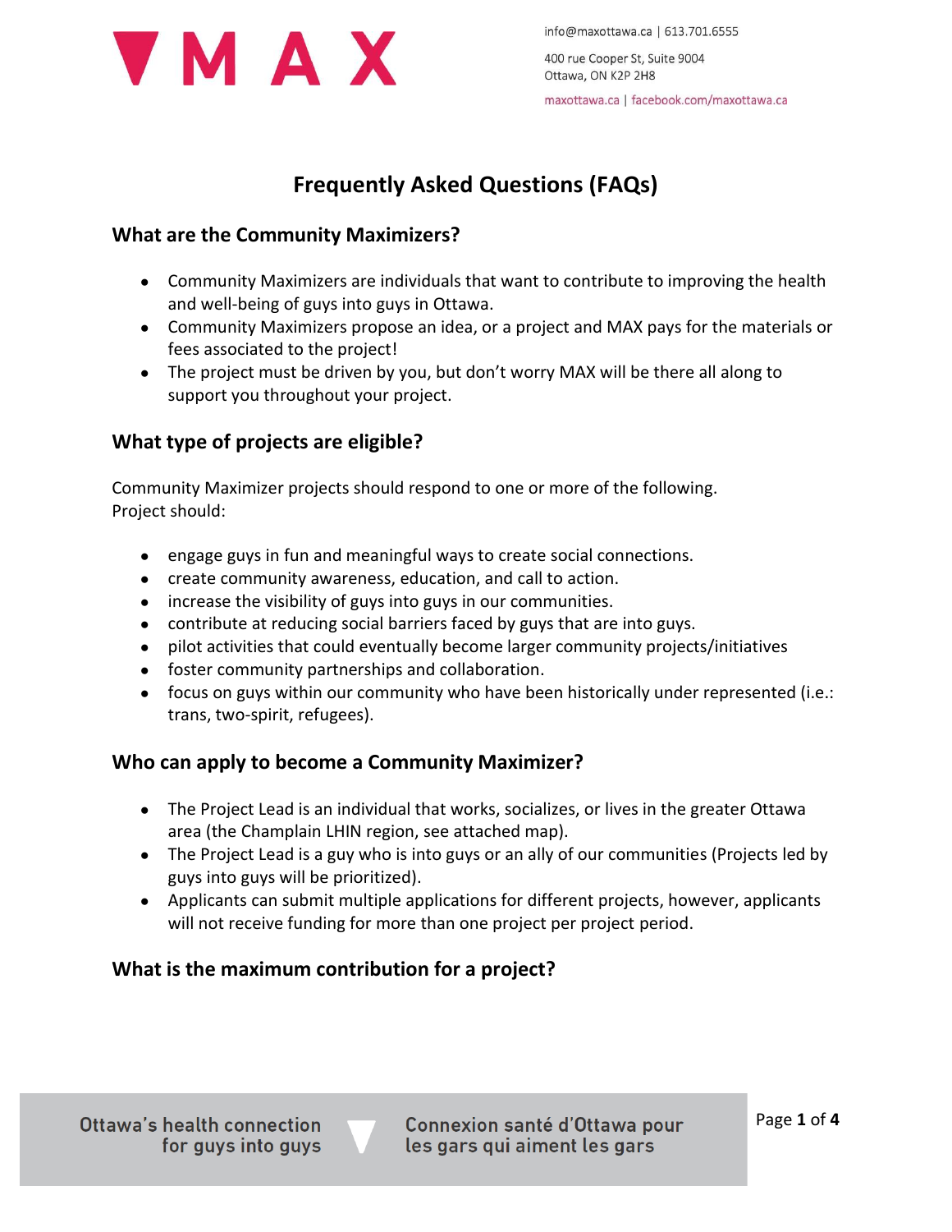MAX

info@maxottawa.ca | 613.701.6555

400 rue Cooper St, Suite 9004
Ottawa, ON K2P 2H8

maxottawa.ca | facebook.com/maxottawa.ca

# Frequently Asked Questions (FAQs)

## What are the Community Maximizers?

- Community Maximizers are individuals that want to contribute to improving the health and well-being of guys into guys in Ottawa.
- Community Maximizers propose an idea, or a project and MAX pays for the materials or fees associated to the project!
- The project must be driven by you, but don't worry MAX will be there all along to support you throughout your project.

## What type of projects are eligible?

Community Maximizer projects should respond to one or more of the following.
Project should:

- engage guys in fun and meaningful ways to create social connections.
- create community awareness, education, and call to action.
- increase the visibility of guys into guys in our communities.
- contribute at reducing social barriers faced by guys that are into guys.
- pilot activities that could eventually become larger community projects/initiatives
- foster community partnerships and collaboration.
- focus on guys within our community who have been historically under represented (i.e.: trans, two-spirit, refugees).

## Who can apply to become a Community Maximizer?

- The Project Lead is an individual that works, socializes, or lives in the greater Ottawa area (the Champlain LHIN region, see attached map).
- The Project Lead is a guy who is into guys or an ally of our communities (Projects led by guys into guys will be prioritized).
- Applicants can submit multiple applications for different projects, however, applicants will not receive funding for more than one project per project period.

## What is the maximum contribution for a project?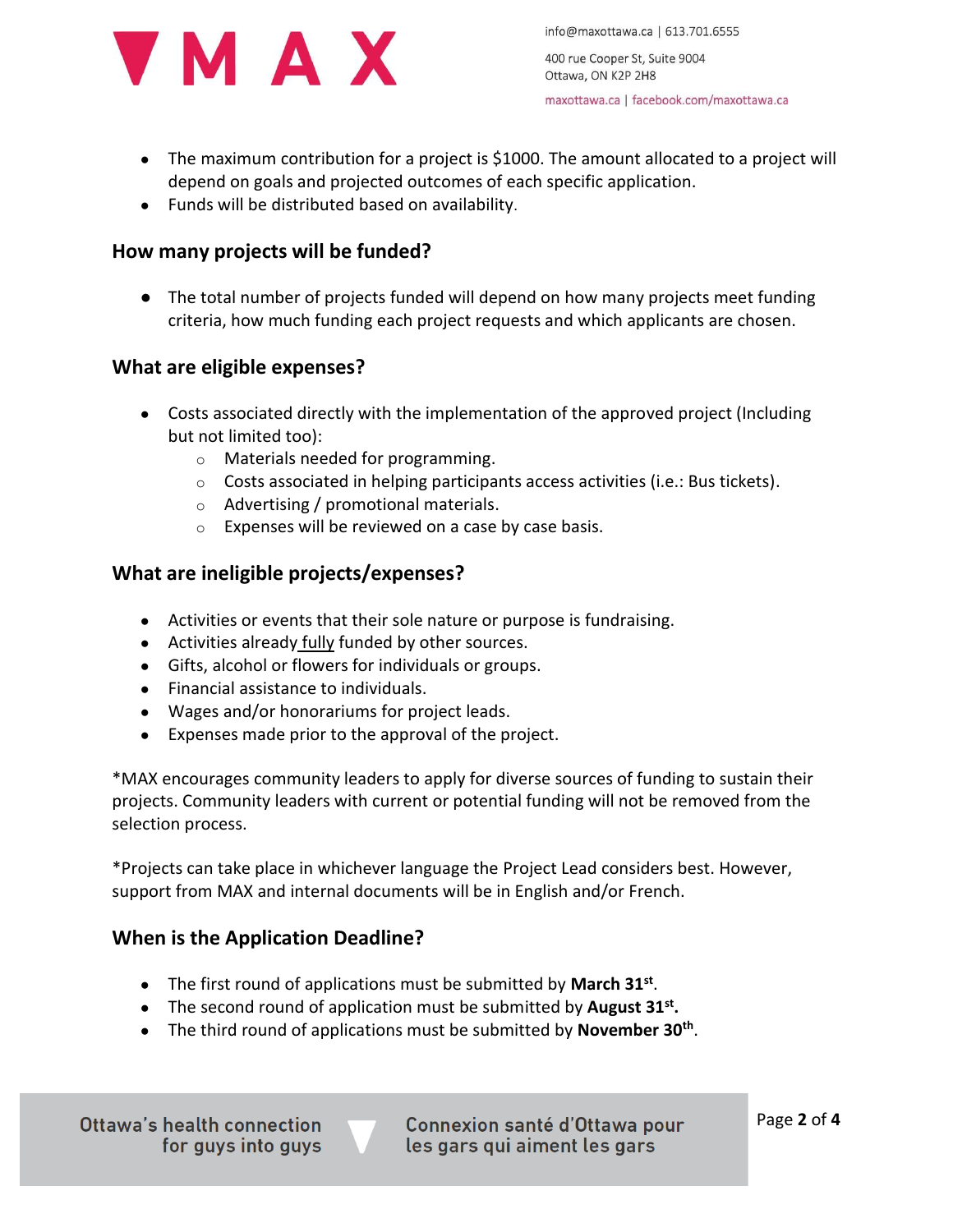- The maximum contribution for a project is $1000. The amount allocated to a project will depend on goals and projected outcomes of each specific application.
- Funds will be distributed based on availability.

### How many projects will be funded?

- The total number of projects funded will depend on how many projects meet funding criteria, how much funding each project requests and which applicants are chosen.

### What are eligible expenses?

- Costs associated directly with the implementation of the approved project (Including but not limited too):
  - Materials needed for programming.
  - Costs associated in helping participants access activities (i.e.: Bus tickets).
  - Advertising / promotional materials.
  - Expenses will be reviewed on a case by case basis.

### What are ineligible projects/expenses?

- Activities or events that their sole nature or purpose is fundraising.
- Activities already <u>fully</u> funded by other sources.
- Gifts, alcohol or flowers for individuals or groups.
- Financial assistance to individuals.
- Wages and/or honorariums for project leads.
- Expenses made prior to the approval of the project.

*MAX encourages community leaders to apply for diverse sources of funding to sustain their projects. Community leaders with current or potential funding will not be removed from the selection process.

*Projects can take place in whichever language the Project Lead considers best. However, support from MAX and internal documents will be in English and/or French.

### When is the Application Deadline?

- The first round of applications must be submitted by **March 31st**.
- The second round of application must be submitted by **August 31st.**
- The third round of applications must be submitted by **November 30th**.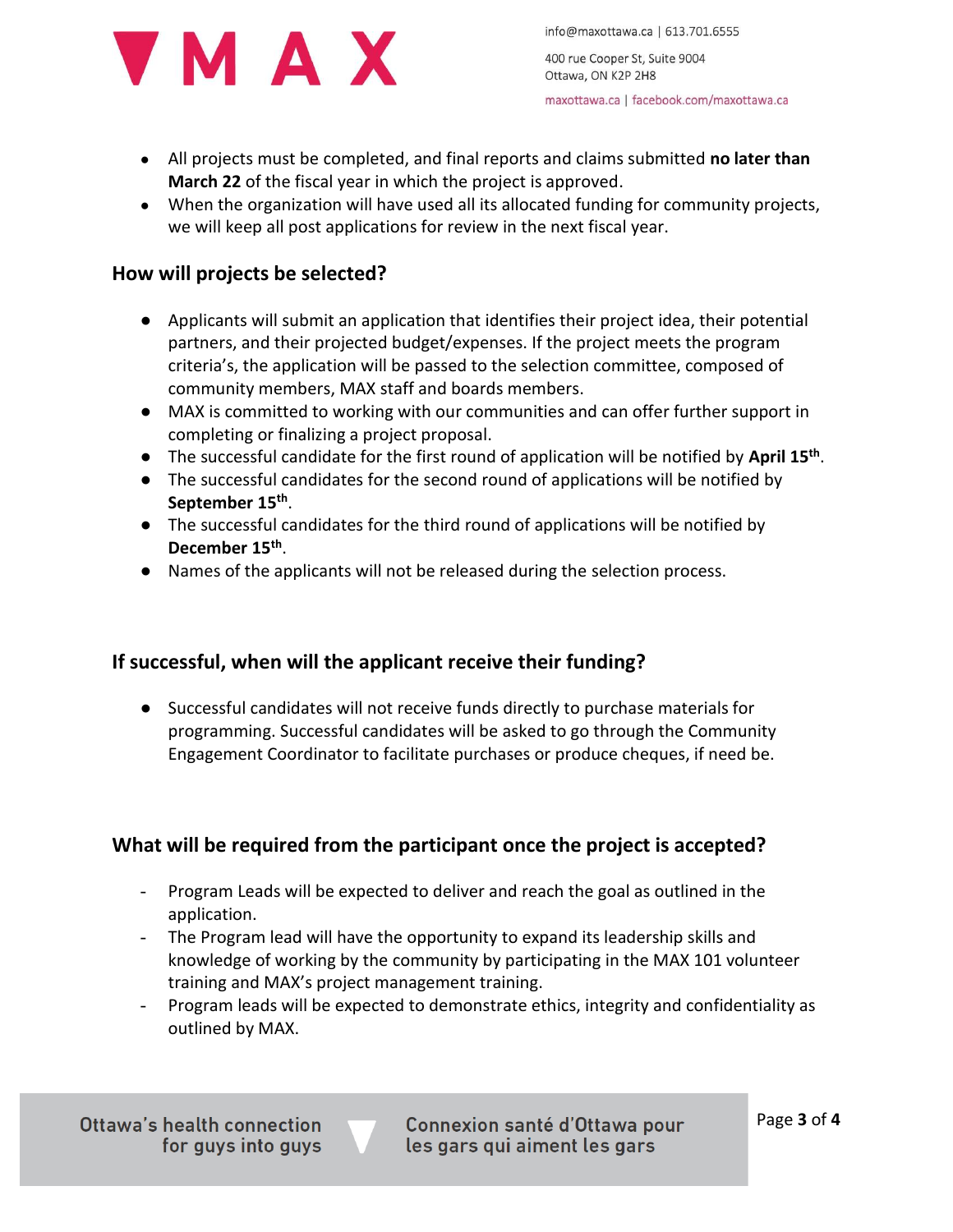- All projects must be completed, and final reports and claims submitted **no later than March 22** of the fiscal year in which the project is approved.
- When the organization will have used all its allocated funding for community projects, we will keep all post applications for review in the next fiscal year.

### How will projects be selected?

- Applicants will submit an application that identifies their project idea, their potential partners, and their projected budget/expenses. If the project meets the program criteria's, the application will be passed to the selection committee, composed of community members, MAX staff and boards members.
- MAX is committed to working with our communities and can offer further support in completing or finalizing a project proposal.
- The successful candidate for the first round of application will be notified by **April 15th**.
- The successful candidates for the second round of applications will be notified by **September 15th**.
- The successful candidates for the third round of applications will be notified by **December 15th**.
- Names of the applicants will not be released during the selection process.

### If successful, when will the applicant receive their funding?

- Successful candidates will not receive funds directly to purchase materials for programming. Successful candidates will be asked to go through the Community Engagement Coordinator to facilitate purchases or produce cheques, if need be.

### What will be required from the participant once the project is accepted?

- Program Leads will be expected to deliver and reach the goal as outlined in the application.
- The Program lead will have the opportunity to expand its leadership skills and knowledge of working by the community by participating in the MAX 101 volunteer training and MAX's project management training.
- Program leads will be expected to demonstrate ethics, integrity and confidentiality as outlined by MAX.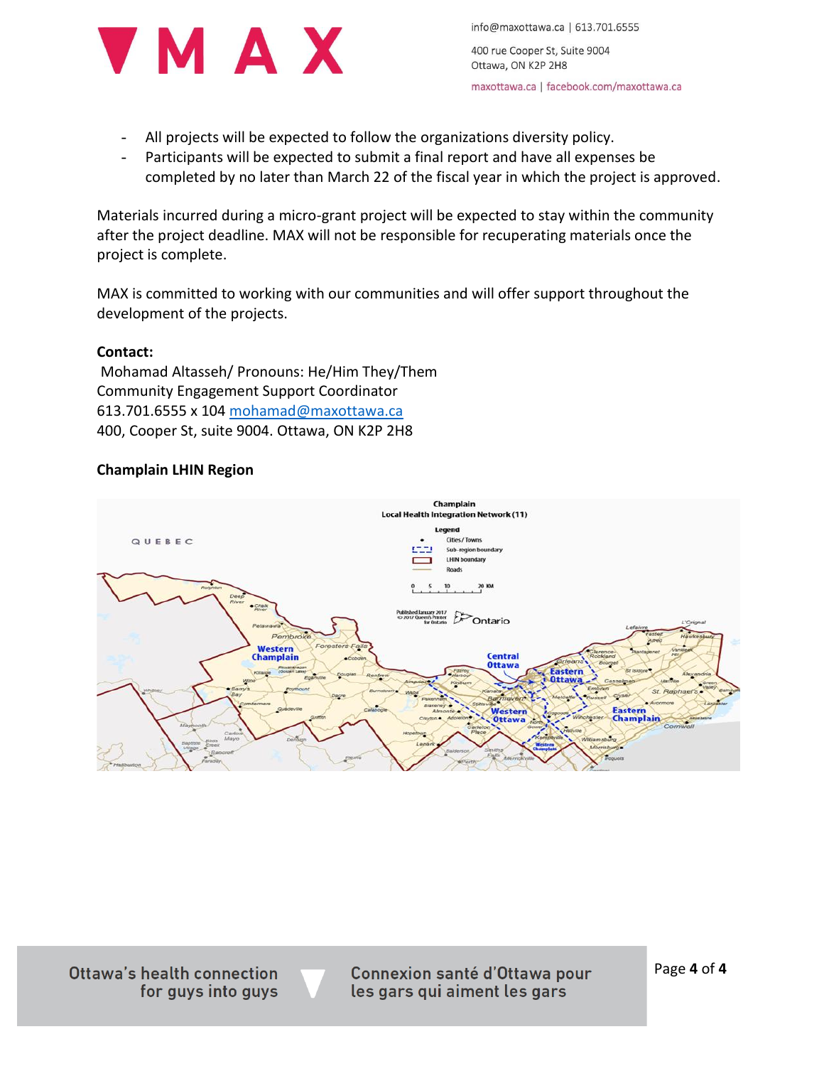- All projects will be expected to follow the organizations diversity policy.
- Participants will be expected to submit a final report and have all expenses be completed by no later than March 22 of the fiscal year in which the project is approved.

Materials incurred during a micro-grant project will be expected to stay within the community after the project deadline. MAX will not be responsible for recuperating materials once the project is complete.

MAX is committed to working with our communities and will offer support throughout the development of the projects.

**Contact:**

Mohamad Altasseh/ Pronouns: He/Him They/Them
Community Engagement Support Coordinator
613.701.6555 x 104 mohamad@maxottawa.ca
400, Cooper St, suite 9004. Ottawa, ON K2P 2H8

**Champlain LHIN Region**

Champlain
Local Health Integration Network (11)

Legend
Cities / Towns
Sub-region boundary
LHIN boundary
Roads

0 5 10 20 KM

Published January 2017
© 2017 Queen's Printer for Ontario

Ontario

QUEBEC

Western Champlain

Central Ottawa

Eastern Ottawa

Western Ottawa

Eastern Champlain